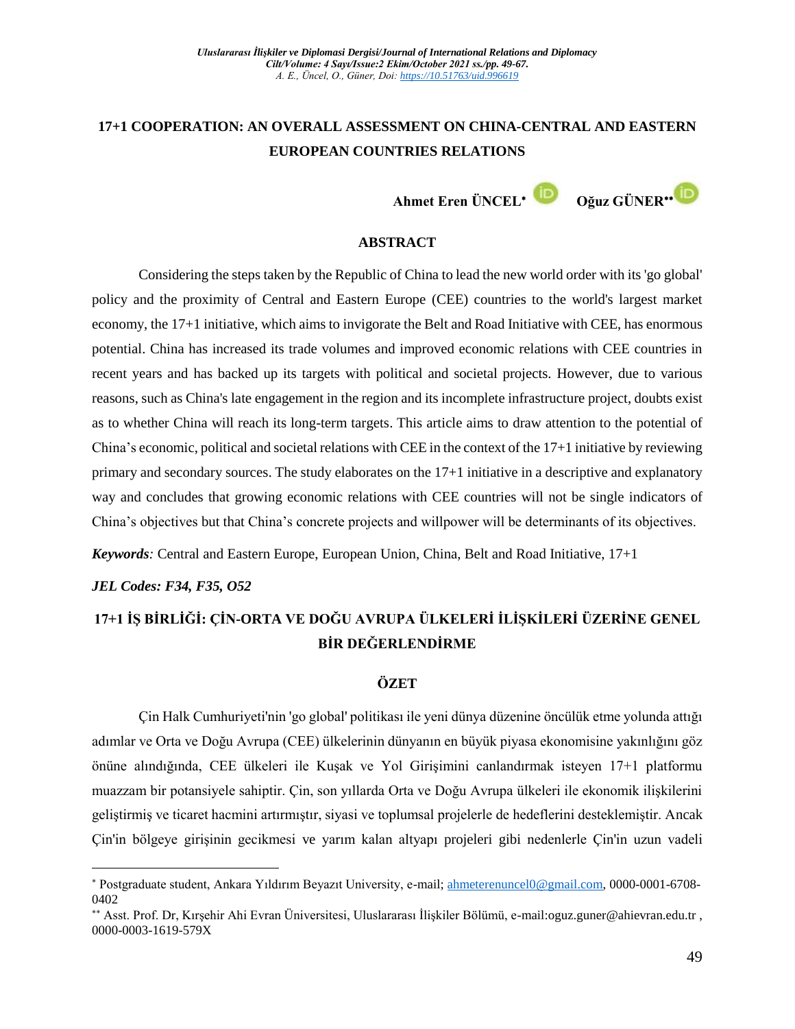# 17+1 COOPERATION: AN OVERALL ASSESSMENT ON CHINA-CENTRAL AND EASTERN EUROPEAN COUNTRIES RELATIONS

**Ahmet Eren ÜNCEL*** **Oğuz GÜNER****

## ABSTRACT

Considering the steps taken by the Republic of China to lead the new world order with its 'go global' policy and the proximity of Central and Eastern Europe (CEE) countries to the world's largest market economy, the 17+1 initiative, which aims to invigorate the Belt and Road Initiative with CEE, has enormous potential. China has increased its trade volumes and improved economic relations with CEE countries in recent years and has backed up its targets with political and societal projects. However, due to various reasons, such as China's late engagement in the region and its incomplete infrastructure project, doubts exist as to whether China will reach its long-term targets. This article aims to draw attention to the potential of China's economic, political and societal relations with CEE in the context of the 17+1 initiative by reviewing primary and secondary sources. The study elaborates on the 17+1 initiative in a descriptive and explanatory way and concludes that growing economic relations with CEE countries will not be single indicators of China's objectives but that China's concrete projects and willpower will be determinants of its objectives.

***Keywords**:* Central and Eastern Europe, European Union, China, Belt and Road Initiative, 17+1

***JEL Codes: F34, F35, O52***

# 17+1 İŞ BİRLİĞİ: ÇİN-ORTA VE DOĞU AVRUPA ÜLKELERİ İLİŞKİLERİ ÜZERİNE GENEL BİR DEĞERLENDİRME

## ÖZET

Çin Halk Cumhuriyeti'nin 'go global' politikası ile yeni dünya düzenine öncülük etme yolunda attığı adımlar ve Orta ve Doğu Avrupa (CEE) ülkelerinin dünyanın en büyük piyasa ekonomisine yakınlığını göz önüne alındığında, CEE ülkeleri ile Kuşak ve Yol Girişimini canlandırmak isteyen 17+1 platformu muazzam bir potansiyele sahiptir. Çin, son yıllarda Orta ve Doğu Avrupa ülkeleri ile ekonomik ilişkilerini geliştirmiş ve ticaret hacmini artırmıştır, siyasi ve toplumsal projelerle de hedeflerini desteklemiştir. Ancak Çin'in bölgeye girişinin gecikmesi ve yarım kalan altyapı projeleri gibi nedenlerle Çin'in uzun vadeli

---

* Postgraduate student, Ankara Yıldırım Beyazıt University, e-mail; ahmeterenuncel0@gmail.com, 0000-0001-6708-0402

** Asst. Prof. Dr, Kırşehir Ahi Evran Üniversitesi, Uluslararası İlişkiler Bölümü, e-mail:oguz.guner@ahievran.edu.tr , 0000-0003-1619-579X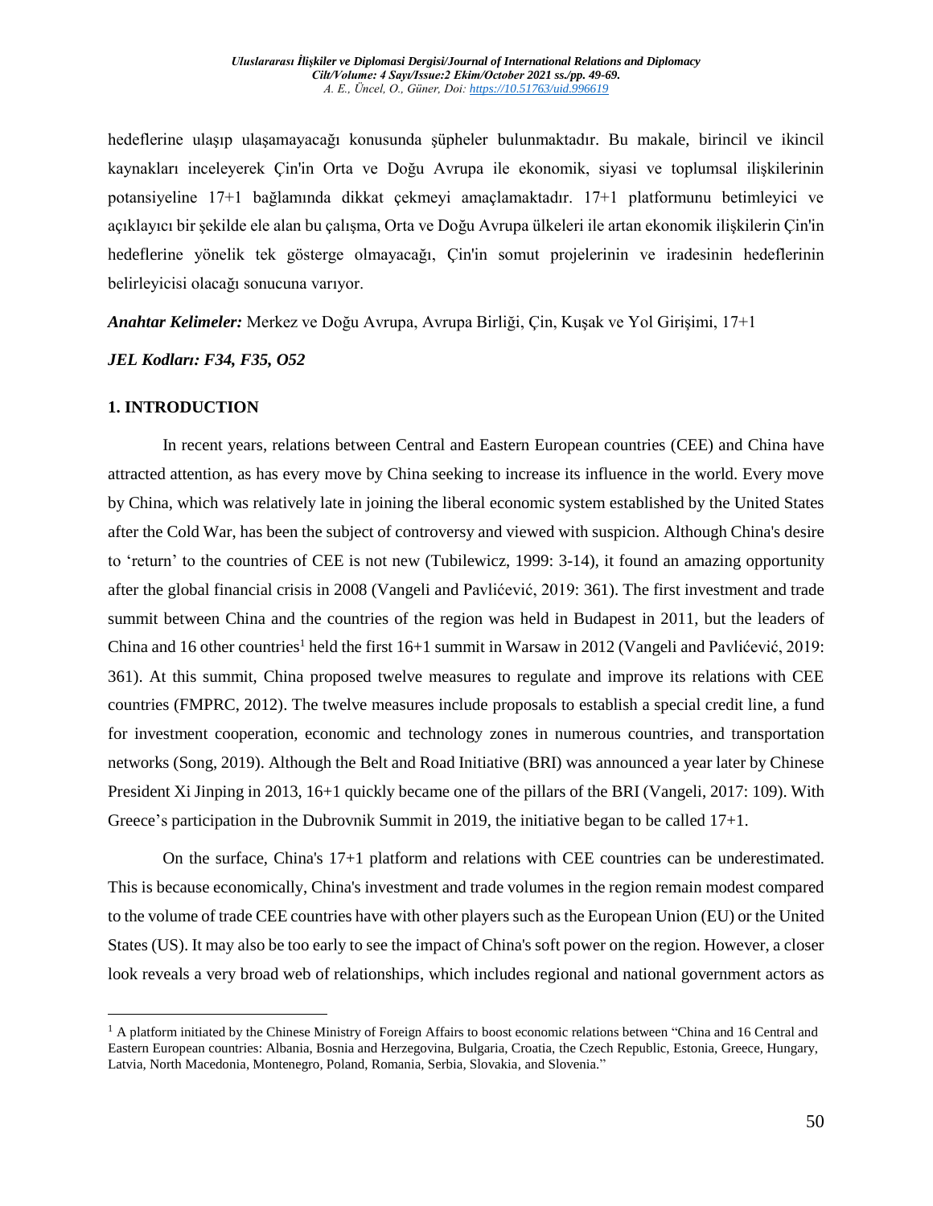hedeflerine ulaşıp ulaşamayacağı konusunda şüpheler bulunmaktadır. Bu makale, birincil ve ikincil kaynakları inceleyerek Çin'in Orta ve Doğu Avrupa ile ekonomik, siyasi ve toplumsal ilişkilerinin potansiyeline 17+1 bağlamında dikkat çekmeyi amaçlamaktadır. 17+1 platformunu betimleyici ve açıklayıcı bir şekilde ele alan bu çalışma, Orta ve Doğu Avrupa ülkeleri ile artan ekonomik ilişkilerin Çin'in hedeflerine yönelik tek gösterge olmayacağı, Çin'in somut projelerinin ve iradesinin hedeflerinin belirleyicisi olacağı sonucuna varıyor.

***Anahtar Kelimeler:*** Merkez ve Doğu Avrupa, Avrupa Birliği, Çin, Kuşak ve Yol Girişimi, 17+1

***JEL Kodları: F34, F35, O52***

## 1. INTRODUCTION

In recent years, relations between Central and Eastern European countries (CEE) and China have attracted attention, as has every move by China seeking to increase its influence in the world. Every move by China, which was relatively late in joining the liberal economic system established by the United States after the Cold War, has been the subject of controversy and viewed with suspicion. Although China's desire to 'return' to the countries of CEE is not new (Tubilewicz, 1999: 3-14), it found an amazing opportunity after the global financial crisis in 2008 (Vangeli and Pavlićević, 2019: 361). The first investment and trade summit between China and the countries of the region was held in Budapest in 2011, but the leaders of China and 16 other countries[1] held the first 16+1 summit in Warsaw in 2012 (Vangeli and Pavlićević, 2019: 361). At this summit, China proposed twelve measures to regulate and improve its relations with CEE countries (FMPRC, 2012). The twelve measures include proposals to establish a special credit line, a fund for investment cooperation, economic and technology zones in numerous countries, and transportation networks (Song, 2019). Although the Belt and Road Initiative (BRI) was announced a year later by Chinese President Xi Jinping in 2013, 16+1 quickly became one of the pillars of the BRI (Vangeli, 2017: 109). With Greece's participation in the Dubrovnik Summit in 2019, the initiative began to be called 17+1.

On the surface, China's 17+1 platform and relations with CEE countries can be underestimated. This is because economically, China's investment and trade volumes in the region remain modest compared to the volume of trade CEE countries have with other players such as the European Union (EU) or the United States (US). It may also be too early to see the impact of China's soft power on the region. However, a closer look reveals a very broad web of relationships, which includes regional and national government actors as

[1] A platform initiated by the Chinese Ministry of Foreign Affairs to boost economic relations between "China and 16 Central and Eastern European countries: Albania, Bosnia and Herzegovina, Bulgaria, Croatia, the Czech Republic, Estonia, Greece, Hungary, Latvia, North Macedonia, Montenegro, Poland, Romania, Serbia, Slovakia, and Slovenia."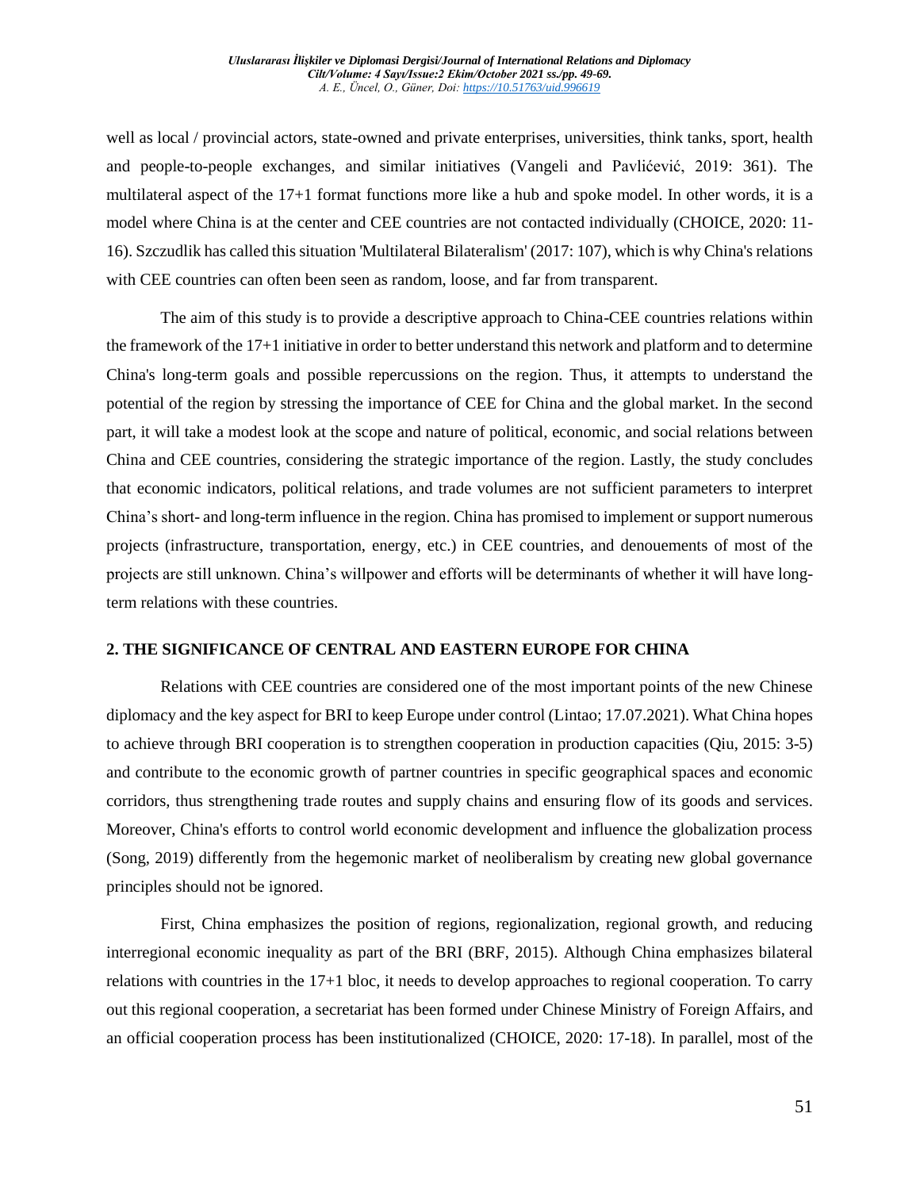well as local / provincial actors, state-owned and private enterprises, universities, think tanks, sport, health and people-to-people exchanges, and similar initiatives (Vangeli and Pavlićević, 2019: 361). The multilateral aspect of the 17+1 format functions more like a hub and spoke model. In other words, it is a model where China is at the center and CEE countries are not contacted individually (CHOICE, 2020: 11-16). Szczudlik has called this situation 'Multilateral Bilateralism' (2017: 107), which is why China's relations with CEE countries can often been seen as random, loose, and far from transparent.

The aim of this study is to provide a descriptive approach to China-CEE countries relations within the framework of the 17+1 initiative in order to better understand this network and platform and to determine China's long-term goals and possible repercussions on the region. Thus, it attempts to understand the potential of the region by stressing the importance of CEE for China and the global market. In the second part, it will take a modest look at the scope and nature of political, economic, and social relations between China and CEE countries, considering the strategic importance of the region. Lastly, the study concludes that economic indicators, political relations, and trade volumes are not sufficient parameters to interpret China's short- and long-term influence in the region. China has promised to implement or support numerous projects (infrastructure, transportation, energy, etc.) in CEE countries, and denouements of most of the projects are still unknown. China's willpower and efforts will be determinants of whether it will have long-term relations with these countries.

## 2. THE SIGNIFICANCE OF CENTRAL AND EASTERN EUROPE FOR CHINA

Relations with CEE countries are considered one of the most important points of the new Chinese diplomacy and the key aspect for BRI to keep Europe under control (Lintao; 17.07.2021). What China hopes to achieve through BRI cooperation is to strengthen cooperation in production capacities (Qiu, 2015: 3-5) and contribute to the economic growth of partner countries in specific geographical spaces and economic corridors, thus strengthening trade routes and supply chains and ensuring flow of its goods and services. Moreover, China's efforts to control world economic development and influence the globalization process (Song, 2019) differently from the hegemonic market of neoliberalism by creating new global governance principles should not be ignored.

First, China emphasizes the position of regions, regionalization, regional growth, and reducing interregional economic inequality as part of the BRI (BRF, 2015). Although China emphasizes bilateral relations with countries in the 17+1 bloc, it needs to develop approaches to regional cooperation. To carry out this regional cooperation, a secretariat has been formed under Chinese Ministry of Foreign Affairs, and an official cooperation process has been institutionalized (CHOICE, 2020: 17-18). In parallel, most of the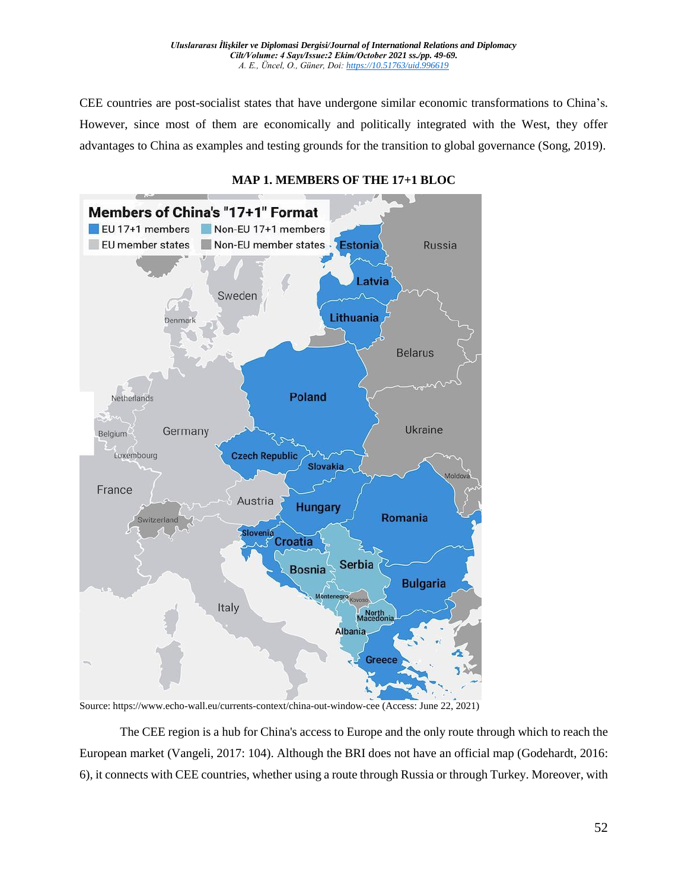CEE countries are post-socialist states that have undergone similar economic transformations to China's. However, since most of them are economically and politically integrated with the West, they offer advantages to China as examples and testing grounds for the transition to global governance (Song, 2019).

**MAP 1. MEMBERS OF THE 17+1 BLOC**

Source: https://www.echo-wall.eu/currents-context/china-out-window-cee (Access: June 22, 2021)

The CEE region is a hub for China's access to Europe and the only route through which to reach the European market (Vangeli, 2017: 104). Although the BRI does not have an official map (Godehardt, 2016: 6), it connects with CEE countries, whether using a route through Russia or through Turkey. Moreover, with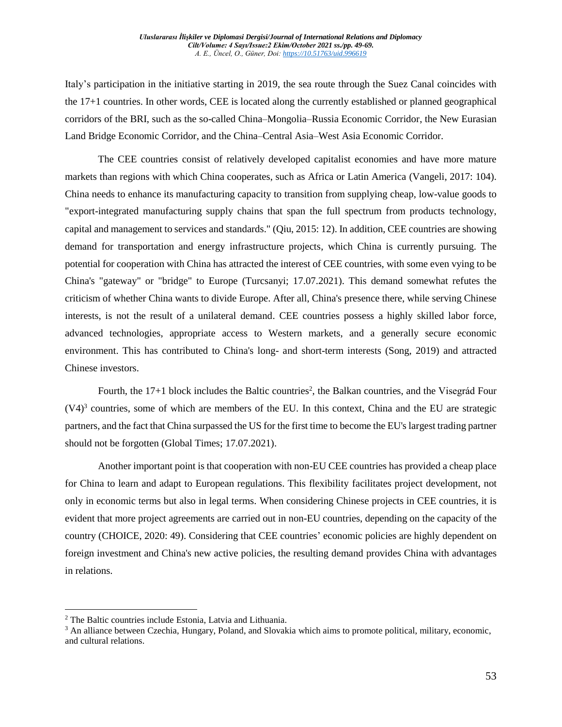Italy's participation in the initiative starting in 2019, the sea route through the Suez Canal coincides with the 17+1 countries. In other words, CEE is located along the currently established or planned geographical corridors of the BRI, such as the so-called China–Mongolia–Russia Economic Corridor, the New Eurasian Land Bridge Economic Corridor, and the China–Central Asia–West Asia Economic Corridor.

The CEE countries consist of relatively developed capitalist economies and have more mature markets than regions with which China cooperates, such as Africa or Latin America (Vangeli, 2017: 104). China needs to enhance its manufacturing capacity to transition from supplying cheap, low-value goods to "export-integrated manufacturing supply chains that span the full spectrum from products technology, capital and management to services and standards." (Qiu, 2015: 12). In addition, CEE countries are showing demand for transportation and energy infrastructure projects, which China is currently pursuing. The potential for cooperation with China has attracted the interest of CEE countries, with some even vying to be China's "gateway" or "bridge" to Europe (Turcsanyi; 17.07.2021). This demand somewhat refutes the criticism of whether China wants to divide Europe. After all, China's presence there, while serving Chinese interests, is not the result of a unilateral demand. CEE countries possess a highly skilled labor force, advanced technologies, appropriate access to Western markets, and a generally secure economic environment. This has contributed to China's long- and short-term interests (Song, 2019) and attracted Chinese investors.

Fourth, the 17+1 block includes the Baltic countries[2], the Balkan countries, and the Visegrád Four (V4)[3] countries, some of which are members of the EU. In this context, China and the EU are strategic partners, and the fact that China surpassed the US for the first time to become the EU's largest trading partner should not be forgotten (Global Times; 17.07.2021).

Another important point is that cooperation with non-EU CEE countries has provided a cheap place for China to learn and adapt to European regulations. This flexibility facilitates project development, not only in economic terms but also in legal terms. When considering Chinese projects in CEE countries, it is evident that more project agreements are carried out in non-EU countries, depending on the capacity of the country (CHOICE, 2020: 49). Considering that CEE countries' economic policies are highly dependent on foreign investment and China's new active policies, the resulting demand provides China with advantages in relations.

---

[2] The Baltic countries include Estonia, Latvia and Lithuania.

[3] An alliance between Czechia, Hungary, Poland, and Slovakia which aims to promote political, military, economic, and cultural relations.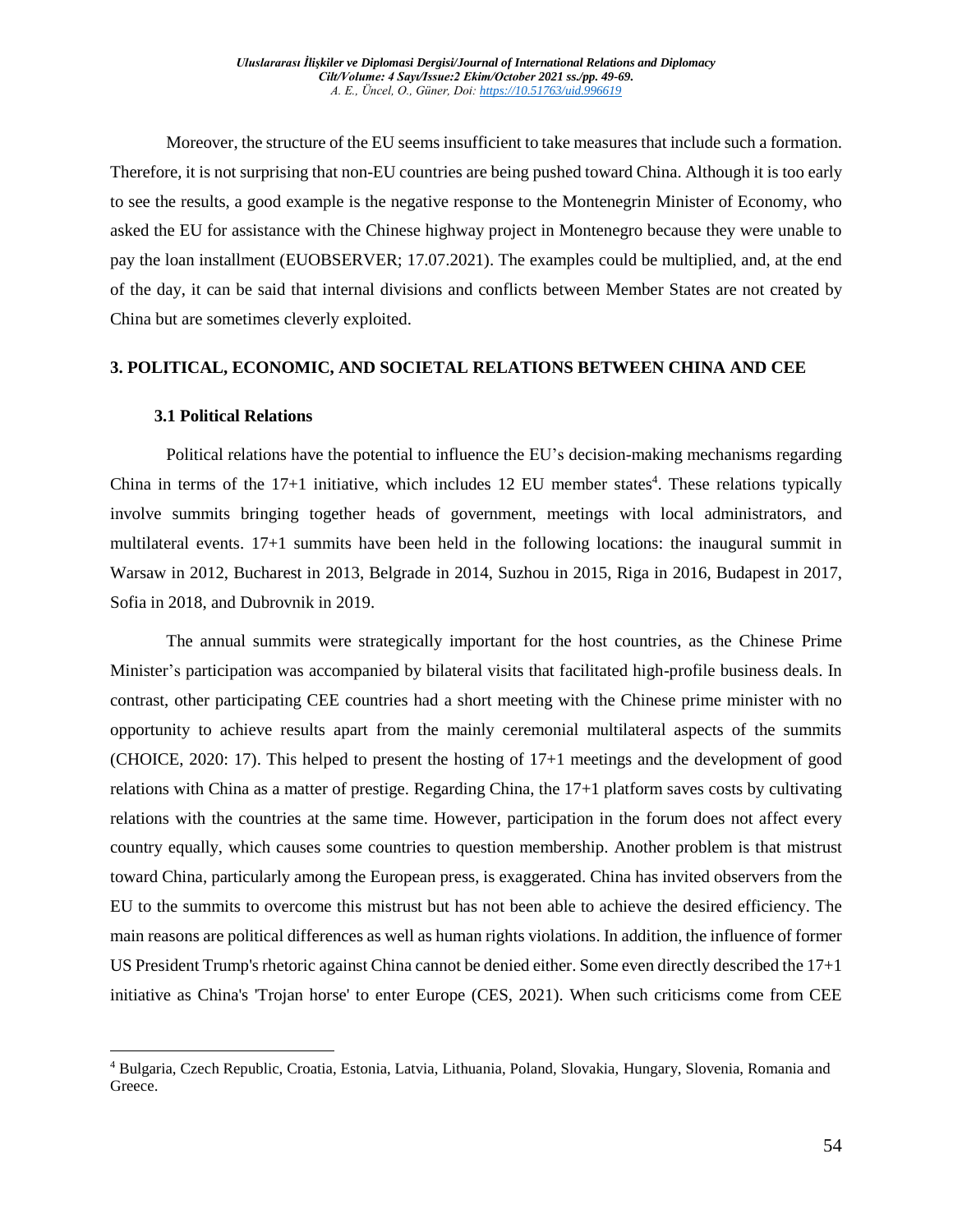Moreover, the structure of the EU seems insufficient to take measures that include such a formation. Therefore, it is not surprising that non-EU countries are being pushed toward China. Although it is too early to see the results, a good example is the negative response to the Montenegrin Minister of Economy, who asked the EU for assistance with the Chinese highway project in Montenegro because they were unable to pay the loan installment (EUOBSERVER; 17.07.2021). The examples could be multiplied, and, at the end of the day, it can be said that internal divisions and conflicts between Member States are not created by China but are sometimes cleverly exploited.

## 3. POLITICAL, ECONOMIC, AND SOCIETAL RELATIONS BETWEEN CHINA AND CEE

### 3.1 Political Relations

Political relations have the potential to influence the EU's decision-making mechanisms regarding China in terms of the 17+1 initiative, which includes 12 EU member states[4]. These relations typically involve summits bringing together heads of government, meetings with local administrators, and multilateral events. 17+1 summits have been held in the following locations: the inaugural summit in Warsaw in 2012, Bucharest in 2013, Belgrade in 2014, Suzhou in 2015, Riga in 2016, Budapest in 2017, Sofia in 2018, and Dubrovnik in 2019.

The annual summits were strategically important for the host countries, as the Chinese Prime Minister's participation was accompanied by bilateral visits that facilitated high-profile business deals. In contrast, other participating CEE countries had a short meeting with the Chinese prime minister with no opportunity to achieve results apart from the mainly ceremonial multilateral aspects of the summits (CHOICE, 2020: 17). This helped to present the hosting of 17+1 meetings and the development of good relations with China as a matter of prestige. Regarding China, the 17+1 platform saves costs by cultivating relations with the countries at the same time. However, participation in the forum does not affect every country equally, which causes some countries to question membership. Another problem is that mistrust toward China, particularly among the European press, is exaggerated. China has invited observers from the EU to the summits to overcome this mistrust but has not been able to achieve the desired efficiency. The main reasons are political differences as well as human rights violations. In addition, the influence of former US President Trump's rhetoric against China cannot be denied either. Some even directly described the 17+1 initiative as China's 'Trojan horse' to enter Europe (CES, 2021). When such criticisms come from CEE

[4] Bulgaria, Czech Republic, Croatia, Estonia, Latvia, Lithuania, Poland, Slovakia, Hungary, Slovenia, Romania and Greece.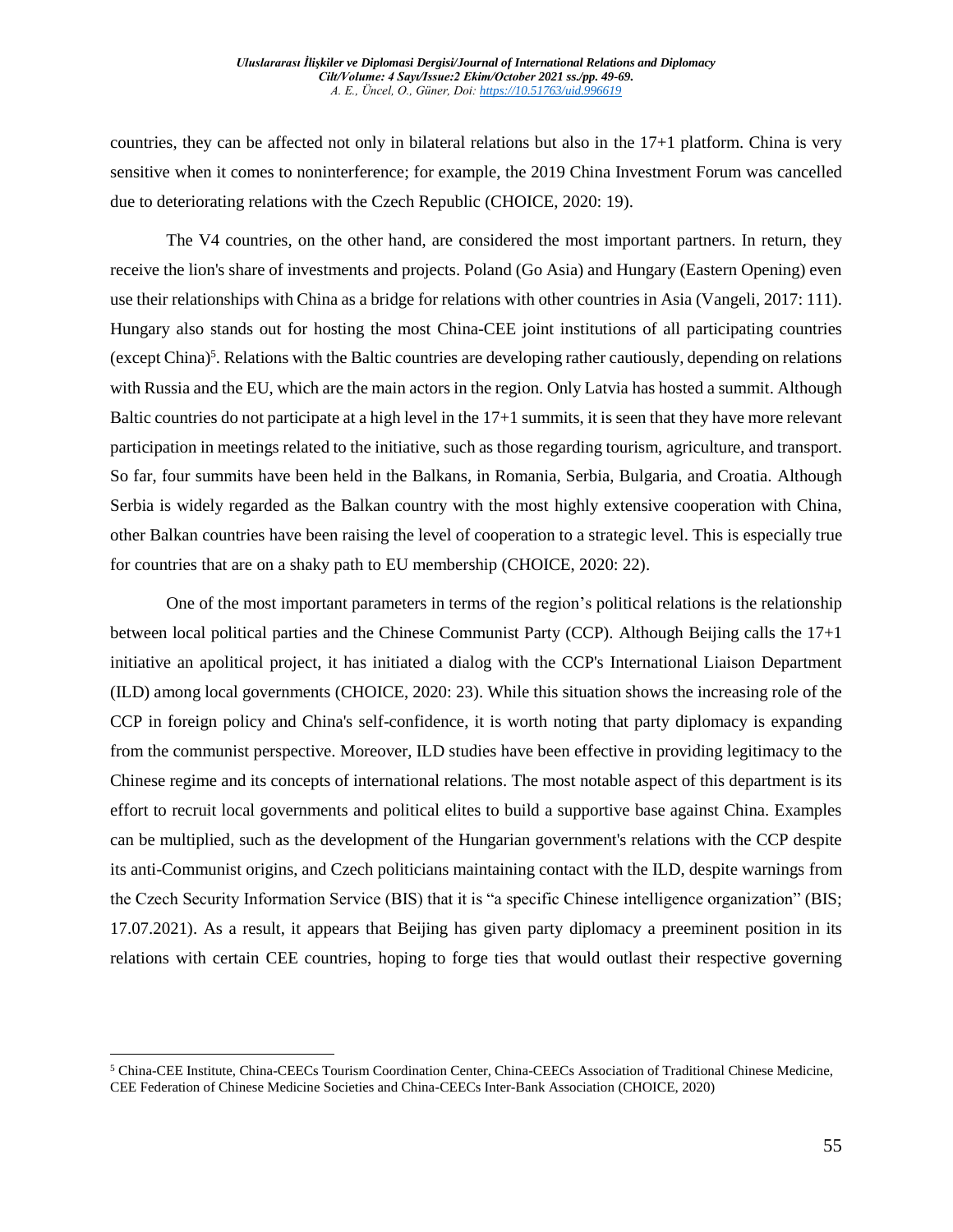countries, they can be affected not only in bilateral relations but also in the 17+1 platform. China is very sensitive when it comes to noninterference; for example, the 2019 China Investment Forum was cancelled due to deteriorating relations with the Czech Republic (CHOICE, 2020: 19).

The V4 countries, on the other hand, are considered the most important partners. In return, they receive the lion's share of investments and projects. Poland (Go Asia) and Hungary (Eastern Opening) even use their relationships with China as a bridge for relations with other countries in Asia (Vangeli, 2017: 111). Hungary also stands out for hosting the most China-CEE joint institutions of all participating countries (except China)[5]. Relations with the Baltic countries are developing rather cautiously, depending on relations with Russia and the EU, which are the main actors in the region. Only Latvia has hosted a summit. Although Baltic countries do not participate at a high level in the 17+1 summits, it is seen that they have more relevant participation in meetings related to the initiative, such as those regarding tourism, agriculture, and transport. So far, four summits have been held in the Balkans, in Romania, Serbia, Bulgaria, and Croatia. Although Serbia is widely regarded as the Balkan country with the most highly extensive cooperation with China, other Balkan countries have been raising the level of cooperation to a strategic level. This is especially true for countries that are on a shaky path to EU membership (CHOICE, 2020: 22).

One of the most important parameters in terms of the region's political relations is the relationship between local political parties and the Chinese Communist Party (CCP). Although Beijing calls the 17+1 initiative an apolitical project, it has initiated a dialog with the CCP's International Liaison Department (ILD) among local governments (CHOICE, 2020: 23). While this situation shows the increasing role of the CCP in foreign policy and China's self-confidence, it is worth noting that party diplomacy is expanding from the communist perspective. Moreover, ILD studies have been effective in providing legitimacy to the Chinese regime and its concepts of international relations. The most notable aspect of this department is its effort to recruit local governments and political elites to build a supportive base against China. Examples can be multiplied, such as the development of the Hungarian government's relations with the CCP despite its anti-Communist origins, and Czech politicians maintaining contact with the ILD, despite warnings from the Czech Security Information Service (BIS) that it is "a specific Chinese intelligence organization" (BIS; 17.07.2021). As a result, it appears that Beijing has given party diplomacy a preeminent position in its relations with certain CEE countries, hoping to forge ties that would outlast their respective governing

---

[5] China-CEE Institute, China-CEECs Tourism Coordination Center, China-CEECs Association of Traditional Chinese Medicine, CEE Federation of Chinese Medicine Societies and China-CEECs Inter-Bank Association (CHOICE, 2020)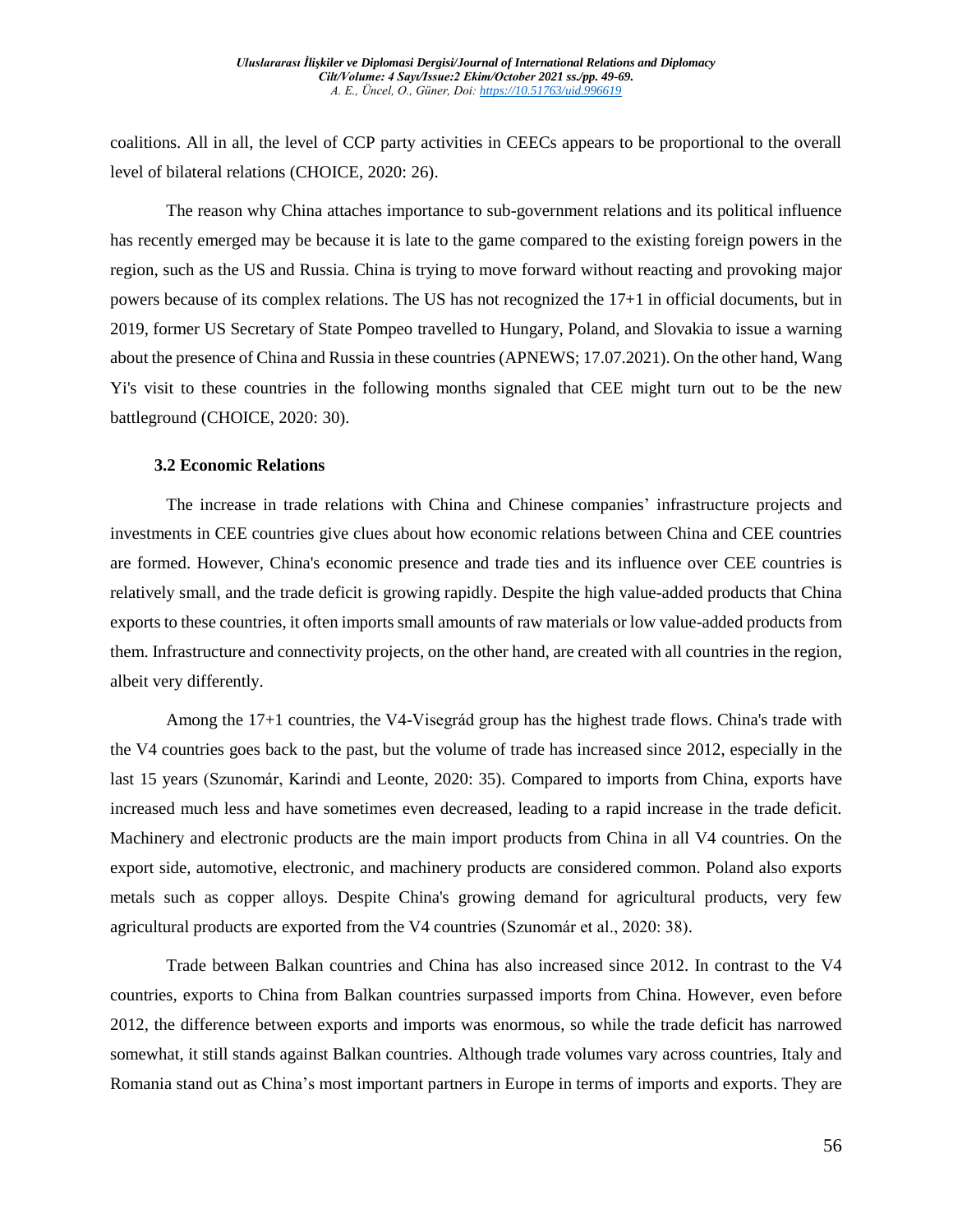coalitions. All in all, the level of CCP party activities in CEECs appears to be proportional to the overall level of bilateral relations (CHOICE, 2020: 26).

The reason why China attaches importance to sub-government relations and its political influence has recently emerged may be because it is late to the game compared to the existing foreign powers in the region, such as the US and Russia. China is trying to move forward without reacting and provoking major powers because of its complex relations. The US has not recognized the 17+1 in official documents, but in 2019, former US Secretary of State Pompeo travelled to Hungary, Poland, and Slovakia to issue a warning about the presence of China and Russia in these countries (APNEWS; 17.07.2021). On the other hand, Wang Yi's visit to these countries in the following months signaled that CEE might turn out to be the new battleground (CHOICE, 2020: 30).

### 3.2 Economic Relations

The increase in trade relations with China and Chinese companies' infrastructure projects and investments in CEE countries give clues about how economic relations between China and CEE countries are formed. However, China's economic presence and trade ties and its influence over CEE countries is relatively small, and the trade deficit is growing rapidly. Despite the high value-added products that China exports to these countries, it often imports small amounts of raw materials or low value-added products from them. Infrastructure and connectivity projects, on the other hand, are created with all countries in the region, albeit very differently.

Among the 17+1 countries, the V4-Visegrád group has the highest trade flows. China's trade with the V4 countries goes back to the past, but the volume of trade has increased since 2012, especially in the last 15 years (Szunomár, Karindi and Leonte, 2020: 35). Compared to imports from China, exports have increased much less and have sometimes even decreased, leading to a rapid increase in the trade deficit. Machinery and electronic products are the main import products from China in all V4 countries. On the export side, automotive, electronic, and machinery products are considered common. Poland also exports metals such as copper alloys. Despite China's growing demand for agricultural products, very few agricultural products are exported from the V4 countries (Szunomár et al., 2020: 38).

Trade between Balkan countries and China has also increased since 2012. In contrast to the V4 countries, exports to China from Balkan countries surpassed imports from China. However, even before 2012, the difference between exports and imports was enormous, so while the trade deficit has narrowed somewhat, it still stands against Balkan countries. Although trade volumes vary across countries, Italy and Romania stand out as China's most important partners in Europe in terms of imports and exports. They are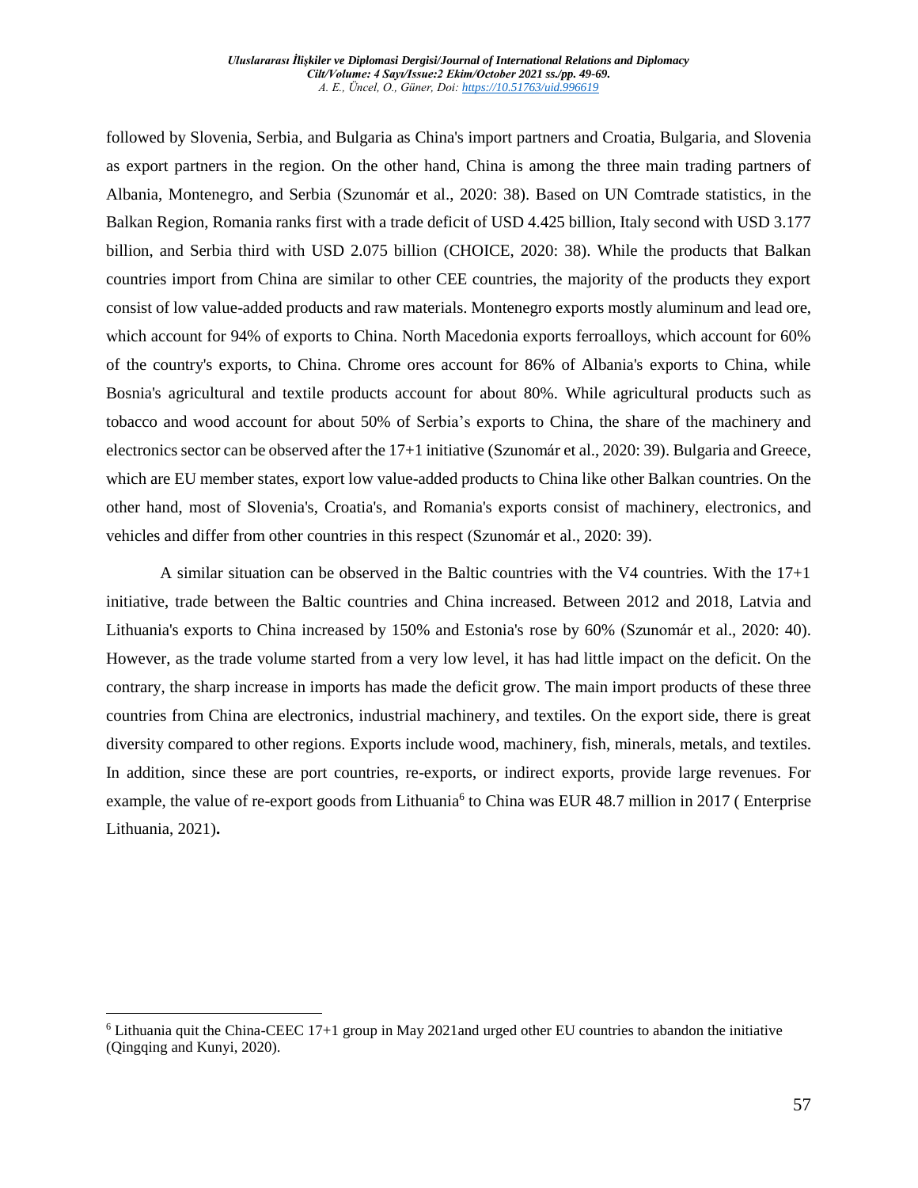followed by Slovenia, Serbia, and Bulgaria as China's import partners and Croatia, Bulgaria, and Slovenia as export partners in the region. On the other hand, China is among the three main trading partners of Albania, Montenegro, and Serbia (Szunomár et al., 2020: 38). Based on UN Comtrade statistics, in the Balkan Region, Romania ranks first with a trade deficit of USD 4.425 billion, Italy second with USD 3.177 billion, and Serbia third with USD 2.075 billion (CHOICE, 2020: 38). While the products that Balkan countries import from China are similar to other CEE countries, the majority of the products they export consist of low value-added products and raw materials. Montenegro exports mostly aluminum and lead ore, which account for 94% of exports to China. North Macedonia exports ferroalloys, which account for 60% of the country's exports, to China. Chrome ores account for 86% of Albania's exports to China, while Bosnia's agricultural and textile products account for about 80%. While agricultural products such as tobacco and wood account for about 50% of Serbia's exports to China, the share of the machinery and electronics sector can be observed after the 17+1 initiative (Szunomár et al., 2020: 39). Bulgaria and Greece, which are EU member states, export low value-added products to China like other Balkan countries. On the other hand, most of Slovenia's, Croatia's, and Romania's exports consist of machinery, electronics, and vehicles and differ from other countries in this respect (Szunomár et al., 2020: 39).

A similar situation can be observed in the Baltic countries with the V4 countries. With the 17+1 initiative, trade between the Baltic countries and China increased. Between 2012 and 2018, Latvia and Lithuania's exports to China increased by 150% and Estonia's rose by 60% (Szunomár et al., 2020: 40). However, as the trade volume started from a very low level, it has had little impact on the deficit. On the contrary, the sharp increase in imports has made the deficit grow. The main import products of these three countries from China are electronics, industrial machinery, and textiles. On the export side, there is great diversity compared to other regions. Exports include wood, machinery, fish, minerals, metals, and textiles. In addition, since these are port countries, re-exports, or indirect exports, provide large revenues. For example, the value of re-export goods from Lithuania[6] to China was EUR 48.7 million in 2017 ( Enterprise Lithuania, 2021)**.**

---

[6] Lithuania quit the China-CEEC 17+1 group in May 2021and urged other EU countries to abandon the initiative (Qingqing and Kunyi, 2020).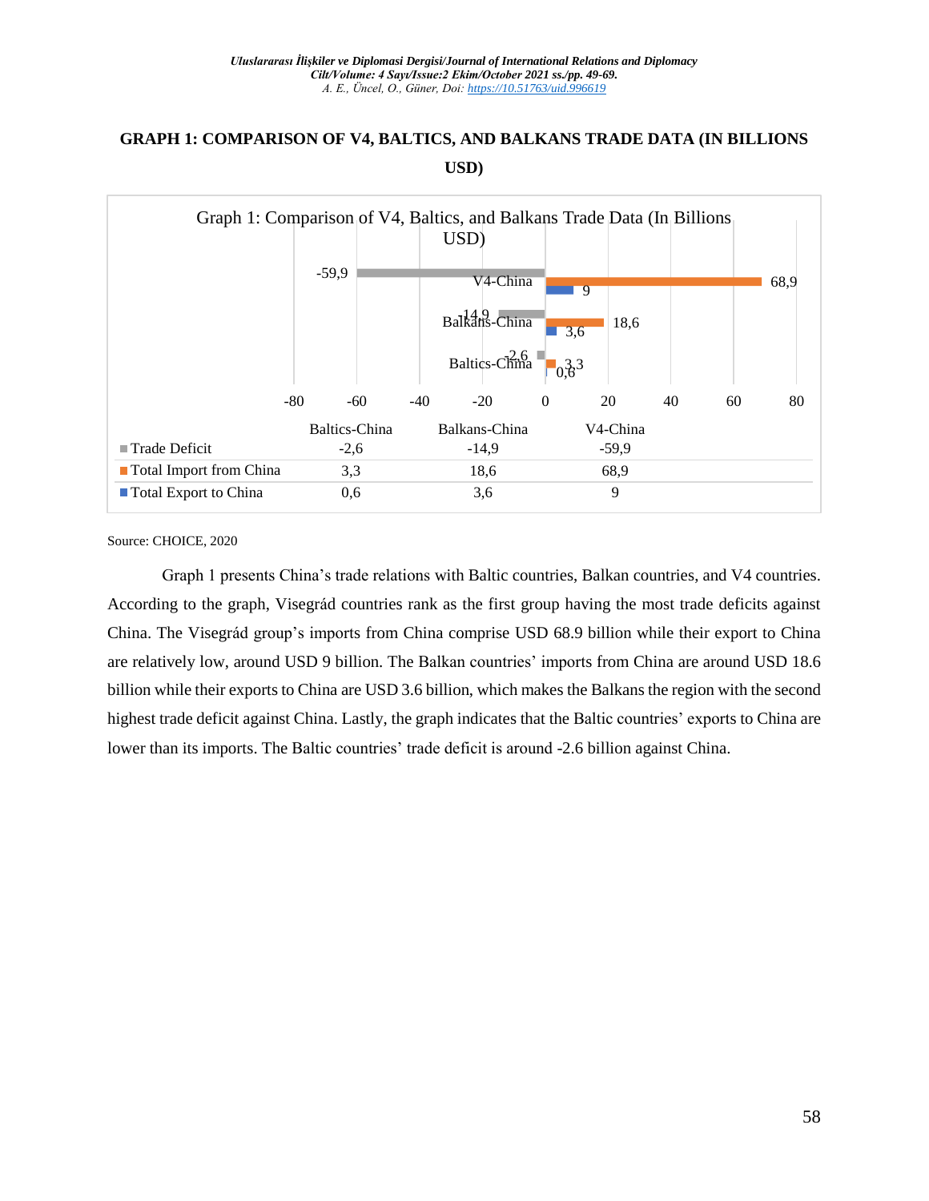**GRAPH 1: COMPARISON OF V4, BALTICS, AND BALKANS TRADE DATA (IN BILLIONS USD)**

| | Baltics-China | Balkans-China | V4-China |
|---|---|---|---|
| Trade Deficit | -2,6 | -14,9 | -59,9 |
| Total Import from China | 3,3 | 18,6 | 68,9 |
| Total Export to China | 0,6 | 3,6 | 9 |

Source: CHOICE, 2020

Graph 1 presents China's trade relations with Baltic countries, Balkan countries, and V4 countries. According to the graph, Visegrád countries rank as the first group having the most trade deficits against China. The Visegrád group's imports from China comprise USD 68.9 billion while their export to China are relatively low, around USD 9 billion. The Balkan countries' imports from China are around USD 18.6 billion while their exports to China are USD 3.6 billion, which makes the Balkans the region with the second highest trade deficit against China. Lastly, the graph indicates that the Baltic countries' exports to China are lower than its imports. The Baltic countries' trade deficit is around -2.6 billion against China.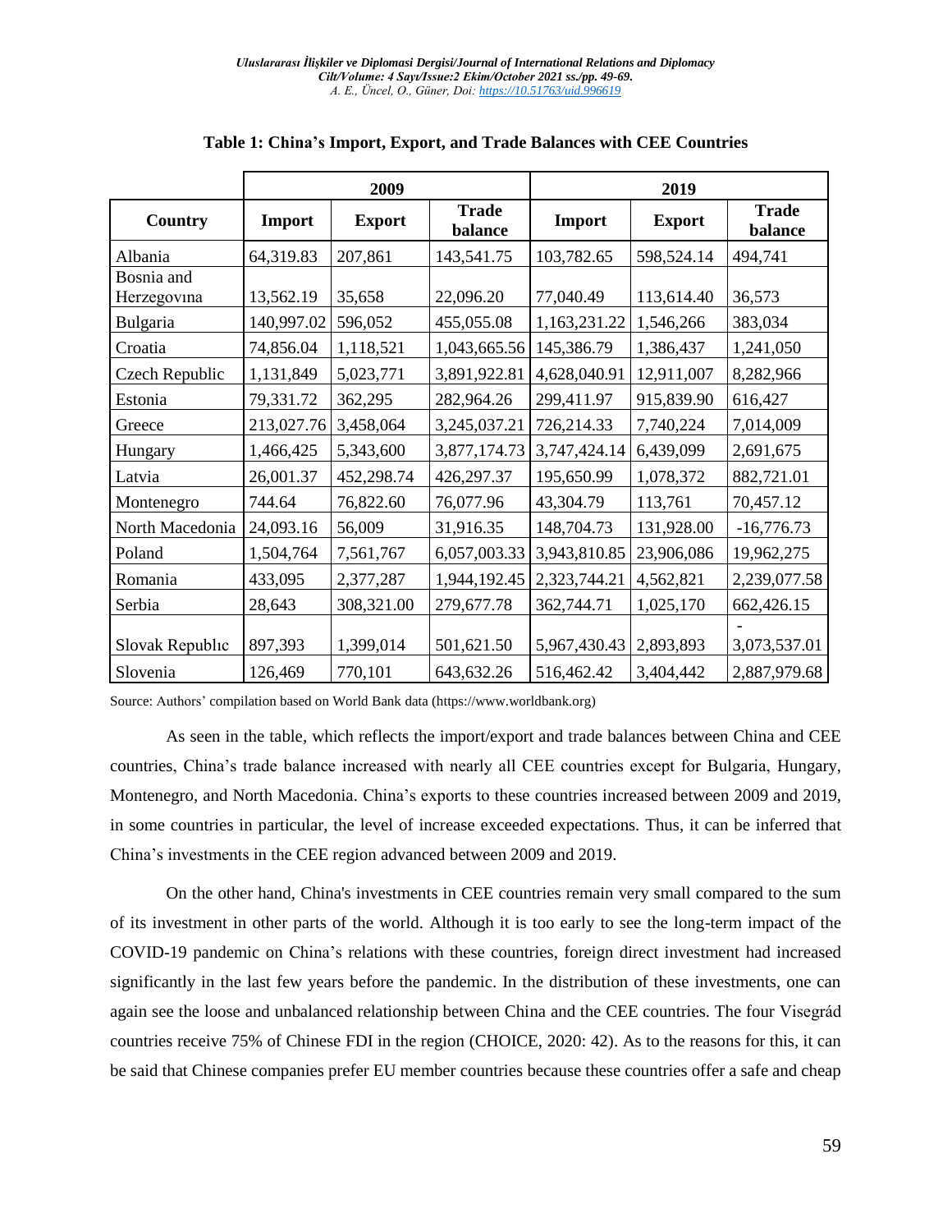**Table 1: China's Import, Export, and Trade Balances with CEE Countries**

| Country | 2009 | | | 2019 | | |
|---|---|---|---|---|---|---|
| | Import | Export | Trade balance | Import | Export | Trade balance |
| Albania | 64,319.83 | 207,861 | 143,541.75 | 103,782.65 | 598,524.14 | 494,741 |
| Bosnia and Herzegovına | 13,562.19 | 35,658 | 22,096.20 | 77,040.49 | 113,614.40 | 36,573 |
| Bulgaria | 140,997.02 | 596,052 | 455,055.08 | 1,163,231.22 | 1,546,266 | 383,034 |
| Croatia | 74,856.04 | 1,118,521 | 1,043,665.56 | 145,386.79 | 1,386,437 | 1,241,050 |
| Czech Republic | 1,131,849 | 5,023,771 | 3,891,922.81 | 4,628,040.91 | 12,911,007 | 8,282,966 |
| Estonia | 79,331.72 | 362,295 | 282,964.26 | 299,411.97 | 915,839.90 | 616,427 |
| Greece | 213,027.76 | 3,458,064 | 3,245,037.21 | 726,214.33 | 7,740,224 | 7,014,009 |
| Hungary | 1,466,425 | 5,343,600 | 3,877,174.73 | 3,747,424.14 | 6,439,099 | 2,691,675 |
| Latvia | 26,001.37 | 452,298.74 | 426,297.37 | 195,650.99 | 1,078,372 | 882,721.01 |
| Montenegro | 744.64 | 76,822.60 | 76,077.96 | 43,304.79 | 113,761 | 70,457.12 |
| North Macedonia | 24,093.16 | 56,009 | 31,916.35 | 148,704.73 | 131,928.00 | -16,776.73 |
| Poland | 1,504,764 | 7,561,767 | 6,057,003.33 | 3,943,810.85 | 23,906,086 | 19,962,275 |
| Romania | 433,095 | 2,377,287 | 1,944,192.45 | 2,323,744.21 | 4,562,821 | 2,239,077.58 |
| Serbia | 28,643 | 308,321.00 | 279,677.78 | 362,744.71 | 1,025,170 | 662,426.15 |
| Slovak Republıc | 897,393 | 1,399,014 | 501,621.50 | 5,967,430.43 | 2,893,893 | -3,073,537.01 |
| Slovenia | 126,469 | 770,101 | 643,632.26 | 516,462.42 | 3,404,442 | 2,887,979.68 |

Source: Authors' compilation based on World Bank data (https://www.worldbank.org)

As seen in the table, which reflects the import/export and trade balances between China and CEE countries, China's trade balance increased with nearly all CEE countries except for Bulgaria, Hungary, Montenegro, and North Macedonia. China's exports to these countries increased between 2009 and 2019, in some countries in particular, the level of increase exceeded expectations. Thus, it can be inferred that China's investments in the CEE region advanced between 2009 and 2019.

On the other hand, China's investments in CEE countries remain very small compared to the sum of its investment in other parts of the world. Although it is too early to see the long-term impact of the COVID-19 pandemic on China's relations with these countries, foreign direct investment had increased significantly in the last few years before the pandemic. In the distribution of these investments, one can again see the loose and unbalanced relationship between China and the CEE countries. The four Visegrád countries receive 75% of Chinese FDI in the region (CHOICE, 2020: 42). As to the reasons for this, it can be said that Chinese companies prefer EU member countries because these countries offer a safe and cheap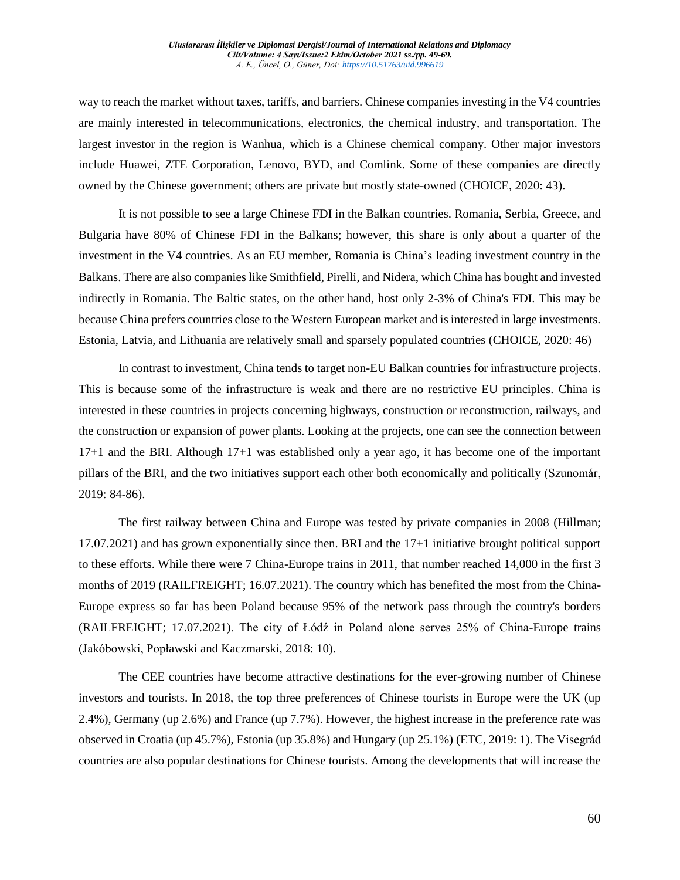way to reach the market without taxes, tariffs, and barriers. Chinese companies investing in the V4 countries are mainly interested in telecommunications, electronics, the chemical industry, and transportation. The largest investor in the region is Wanhua, which is a Chinese chemical company. Other major investors include Huawei, ZTE Corporation, Lenovo, BYD, and Comlink. Some of these companies are directly owned by the Chinese government; others are private but mostly state-owned (CHOICE, 2020: 43).

It is not possible to see a large Chinese FDI in the Balkan countries. Romania, Serbia, Greece, and Bulgaria have 80% of Chinese FDI in the Balkans; however, this share is only about a quarter of the investment in the V4 countries. As an EU member, Romania is China's leading investment country in the Balkans. There are also companies like Smithfield, Pirelli, and Nidera, which China has bought and invested indirectly in Romania. The Baltic states, on the other hand, host only 2-3% of China's FDI. This may be because China prefers countries close to the Western European market and is interested in large investments. Estonia, Latvia, and Lithuania are relatively small and sparsely populated countries (CHOICE, 2020: 46)

In contrast to investment, China tends to target non-EU Balkan countries for infrastructure projects. This is because some of the infrastructure is weak and there are no restrictive EU principles. China is interested in these countries in projects concerning highways, construction or reconstruction, railways, and the construction or expansion of power plants. Looking at the projects, one can see the connection between 17+1 and the BRI. Although 17+1 was established only a year ago, it has become one of the important pillars of the BRI, and the two initiatives support each other both economically and politically (Szunomár, 2019: 84-86).

The first railway between China and Europe was tested by private companies in 2008 (Hillman; 17.07.2021) and has grown exponentially since then. BRI and the 17+1 initiative brought political support to these efforts. While there were 7 China-Europe trains in 2011, that number reached 14,000 in the first 3 months of 2019 (RAILFREIGHT; 16.07.2021). The country which has benefited the most from the China-Europe express so far has been Poland because 95% of the network pass through the country's borders (RAILFREIGHT; 17.07.2021). The city of Łódź in Poland alone serves 25% of China-Europe trains (Jakóbowski, Popławski and Kaczmarski, 2018: 10).

The CEE countries have become attractive destinations for the ever-growing number of Chinese investors and tourists. In 2018, the top three preferences of Chinese tourists in Europe were the UK (up 2.4%), Germany (up 2.6%) and France (up 7.7%). However, the highest increase in the preference rate was observed in Croatia (up 45.7%), Estonia (up 35.8%) and Hungary (up 25.1%) (ETC, 2019: 1). The Visegrád countries are also popular destinations for Chinese tourists. Among the developments that will increase the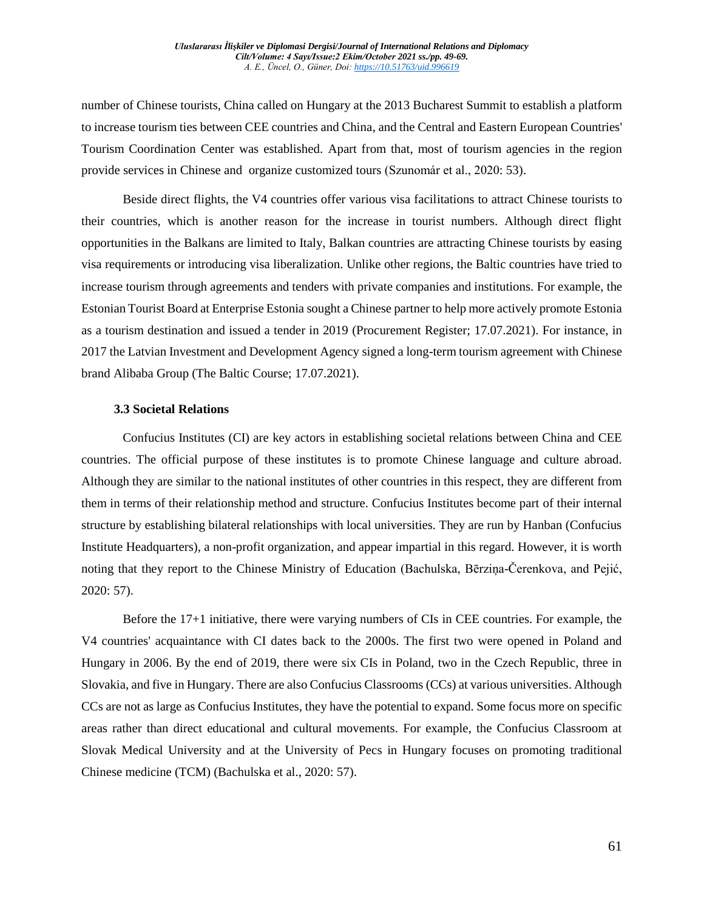number of Chinese tourists, China called on Hungary at the 2013 Bucharest Summit to establish a platform to increase tourism ties between CEE countries and China, and the Central and Eastern European Countries' Tourism Coordination Center was established. Apart from that, most of tourism agencies in the region provide services in Chinese and organize customized tours (Szunomár et al., 2020: 53).

Beside direct flights, the V4 countries offer various visa facilitations to attract Chinese tourists to their countries, which is another reason for the increase in tourist numbers. Although direct flight opportunities in the Balkans are limited to Italy, Balkan countries are attracting Chinese tourists by easing visa requirements or introducing visa liberalization. Unlike other regions, the Baltic countries have tried to increase tourism through agreements and tenders with private companies and institutions. For example, the Estonian Tourist Board at Enterprise Estonia sought a Chinese partner to help more actively promote Estonia as a tourism destination and issued a tender in 2019 (Procurement Register; 17.07.2021). For instance, in 2017 the Latvian Investment and Development Agency signed a long-term tourism agreement with Chinese brand Alibaba Group (The Baltic Course; 17.07.2021).

### 3.3 Societal Relations

Confucius Institutes (CI) are key actors in establishing societal relations between China and CEE countries. The official purpose of these institutes is to promote Chinese language and culture abroad. Although they are similar to the national institutes of other countries in this respect, they are different from them in terms of their relationship method and structure. Confucius Institutes become part of their internal structure by establishing bilateral relationships with local universities. They are run by Hanban (Confucius Institute Headquarters), a non-profit organization, and appear impartial in this regard. However, it is worth noting that they report to the Chinese Ministry of Education (Bachulska, Bērziņa-Čerenkova, and Pejić, 2020: 57).

Before the 17+1 initiative, there were varying numbers of CIs in CEE countries. For example, the V4 countries' acquaintance with CI dates back to the 2000s. The first two were opened in Poland and Hungary in 2006. By the end of 2019, there were six CIs in Poland, two in the Czech Republic, three in Slovakia, and five in Hungary. There are also Confucius Classrooms (CCs) at various universities. Although CCs are not as large as Confucius Institutes, they have the potential to expand. Some focus more on specific areas rather than direct educational and cultural movements. For example, the Confucius Classroom at Slovak Medical University and at the University of Pecs in Hungary focuses on promoting traditional Chinese medicine (TCM) (Bachulska et al., 2020: 57).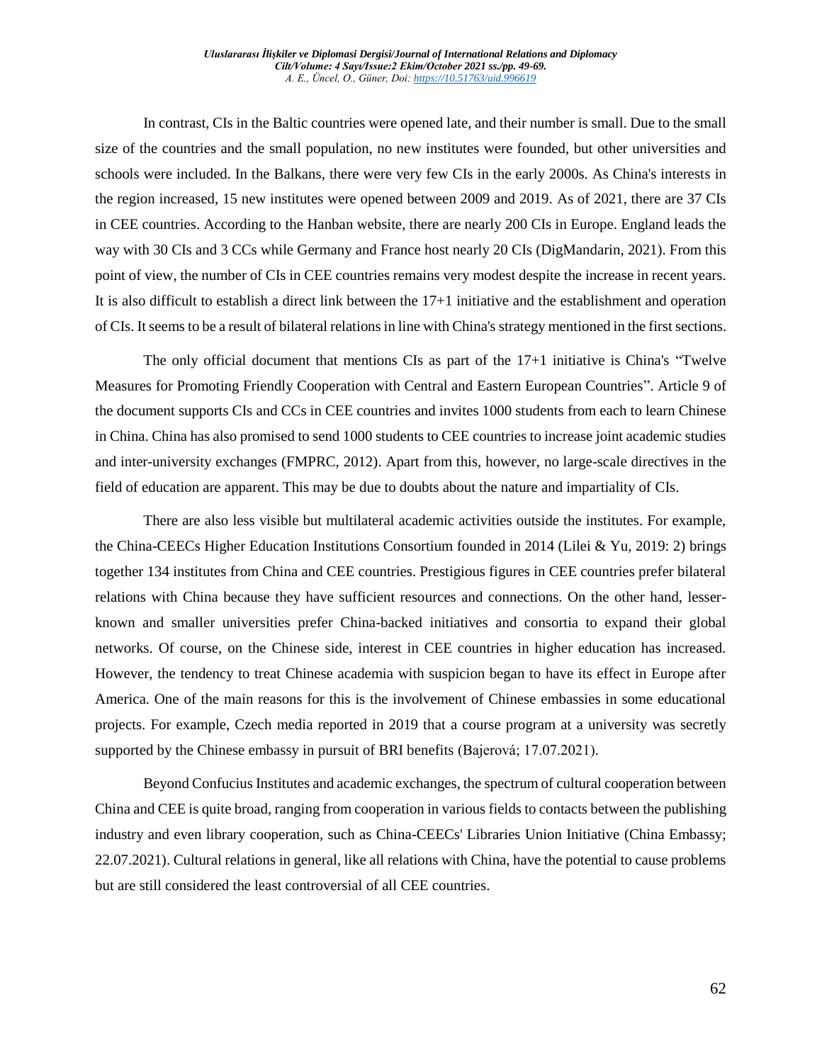In contrast, CIs in the Baltic countries were opened late, and their number is small. Due to the small size of the countries and the small population, no new institutes were founded, but other universities and schools were included. In the Balkans, there were very few CIs in the early 2000s. As China's interests in the region increased, 15 new institutes were opened between 2009 and 2019. As of 2021, there are 37 CIs in CEE countries. According to the Hanban website, there are nearly 200 CIs in Europe. England leads the way with 30 CIs and 3 CCs while Germany and France host nearly 20 CIs (DigMandarin, 2021). From this point of view, the number of CIs in CEE countries remains very modest despite the increase in recent years. It is also difficult to establish a direct link between the 17+1 initiative and the establishment and operation of CIs. It seems to be a result of bilateral relations in line with China's strategy mentioned in the first sections.

The only official document that mentions CIs as part of the 17+1 initiative is China's "Twelve Measures for Promoting Friendly Cooperation with Central and Eastern European Countries". Article 9 of the document supports CIs and CCs in CEE countries and invites 1000 students from each to learn Chinese in China. China has also promised to send 1000 students to CEE countries to increase joint academic studies and inter-university exchanges (FMPRC, 2012). Apart from this, however, no large-scale directives in the field of education are apparent. This may be due to doubts about the nature and impartiality of CIs.

There are also less visible but multilateral academic activities outside the institutes. For example, the China-CEECs Higher Education Institutions Consortium founded in 2014 (Lilei & Yu, 2019: 2) brings together 134 institutes from China and CEE countries. Prestigious figures in CEE countries prefer bilateral relations with China because they have sufficient resources and connections. On the other hand, lesser-known and smaller universities prefer China-backed initiatives and consortia to expand their global networks. Of course, on the Chinese side, interest in CEE countries in higher education has increased. However, the tendency to treat Chinese academia with suspicion began to have its effect in Europe after America. One of the main reasons for this is the involvement of Chinese embassies in some educational projects. For example, Czech media reported in 2019 that a course program at a university was secretly supported by the Chinese embassy in pursuit of BRI benefits (Bajerová; 17.07.2021).

Beyond Confucius Institutes and academic exchanges, the spectrum of cultural cooperation between China and CEE is quite broad, ranging from cooperation in various fields to contacts between the publishing industry and even library cooperation, such as China-CEECs' Libraries Union Initiative (China Embassy; 22.07.2021). Cultural relations in general, like all relations with China, have the potential to cause problems but are still considered the least controversial of all CEE countries.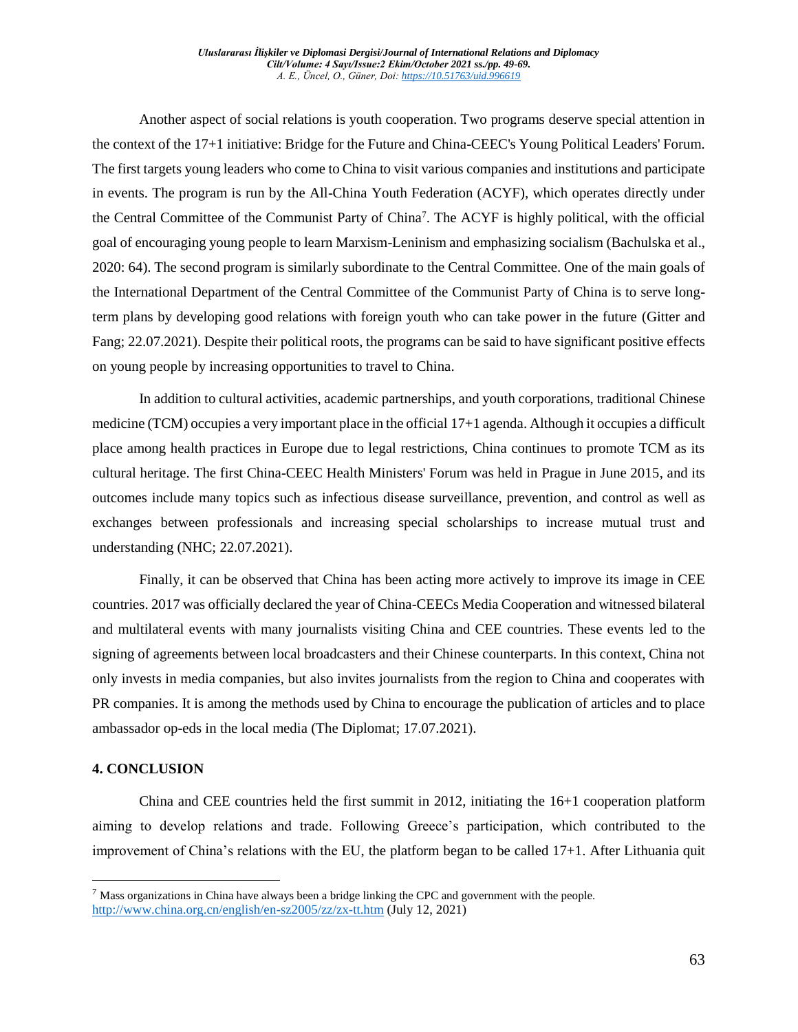Another aspect of social relations is youth cooperation. Two programs deserve special attention in the context of the 17+1 initiative: Bridge for the Future and China-CEEC's Young Political Leaders' Forum. The first targets young leaders who come to China to visit various companies and institutions and participate in events. The program is run by the All-China Youth Federation (ACYF), which operates directly under the Central Committee of the Communist Party of China[7]. The ACYF is highly political, with the official goal of encouraging young people to learn Marxism-Leninism and emphasizing socialism (Bachulska et al., 2020: 64). The second program is similarly subordinate to the Central Committee. One of the main goals of the International Department of the Central Committee of the Communist Party of China is to serve long-term plans by developing good relations with foreign youth who can take power in the future (Gitter and Fang; 22.07.2021). Despite their political roots, the programs can be said to have significant positive effects on young people by increasing opportunities to travel to China.

In addition to cultural activities, academic partnerships, and youth corporations, traditional Chinese medicine (TCM) occupies a very important place in the official 17+1 agenda. Although it occupies a difficult place among health practices in Europe due to legal restrictions, China continues to promote TCM as its cultural heritage. The first China-CEEC Health Ministers' Forum was held in Prague in June 2015, and its outcomes include many topics such as infectious disease surveillance, prevention, and control as well as exchanges between professionals and increasing special scholarships to increase mutual trust and understanding (NHC; 22.07.2021).

Finally, it can be observed that China has been acting more actively to improve its image in CEE countries. 2017 was officially declared the year of China-CEECs Media Cooperation and witnessed bilateral and multilateral events with many journalists visiting China and CEE countries. These events led to the signing of agreements between local broadcasters and their Chinese counterparts. In this context, China not only invests in media companies, but also invites journalists from the region to China and cooperates with PR companies. It is among the methods used by China to encourage the publication of articles and to place ambassador op-eds in the local media (The Diplomat; 17.07.2021).

## 4. CONCLUSION

China and CEE countries held the first summit in 2012, initiating the 16+1 cooperation platform aiming to develop relations and trade. Following Greece's participation, which contributed to the improvement of China's relations with the EU, the platform began to be called 17+1. After Lithuania quit

---

[7] Mass organizations in China have always been a bridge linking the CPC and government with the people. http://www.china.org.cn/english/en-sz2005/zz/zx-tt.htm (July 12, 2021)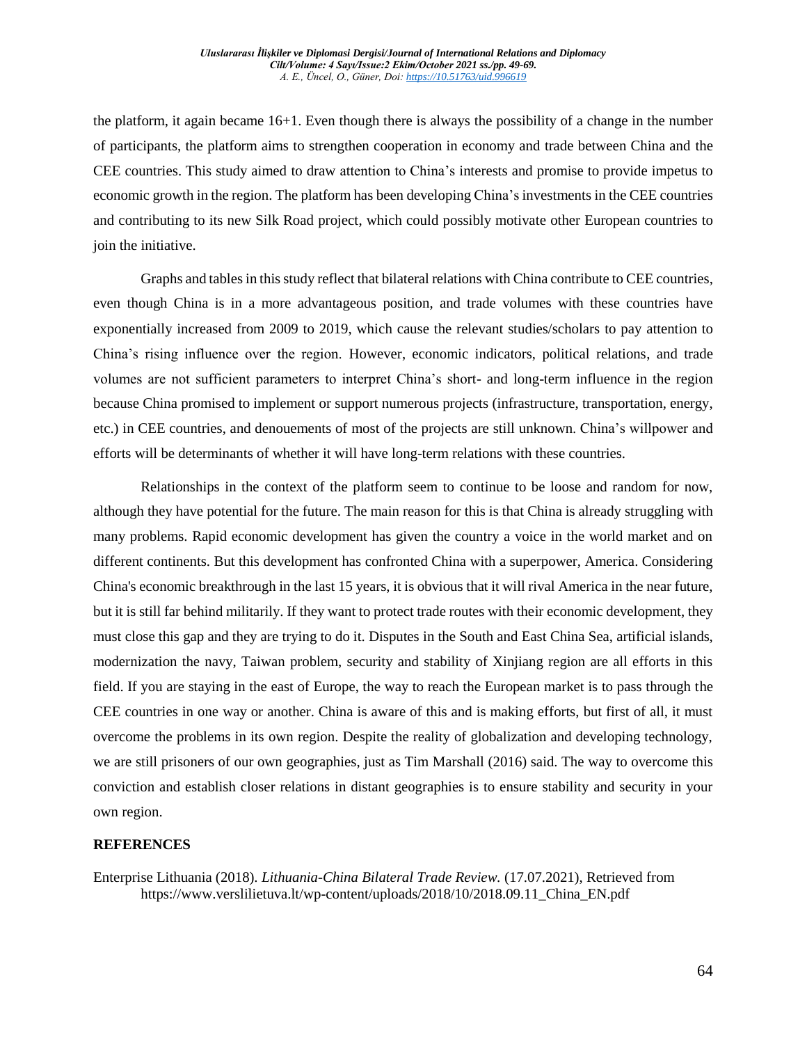the platform, it again became 16+1. Even though there is always the possibility of a change in the number of participants, the platform aims to strengthen cooperation in economy and trade between China and the CEE countries. This study aimed to draw attention to China's interests and promise to provide impetus to economic growth in the region. The platform has been developing China's investments in the CEE countries and contributing to its new Silk Road project, which could possibly motivate other European countries to join the initiative.

Graphs and tables in this study reflect that bilateral relations with China contribute to CEE countries, even though China is in a more advantageous position, and trade volumes with these countries have exponentially increased from 2009 to 2019, which cause the relevant studies/scholars to pay attention to China's rising influence over the region. However, economic indicators, political relations, and trade volumes are not sufficient parameters to interpret China's short- and long-term influence in the region because China promised to implement or support numerous projects (infrastructure, transportation, energy, etc.) in CEE countries, and denouements of most of the projects are still unknown. China's willpower and efforts will be determinants of whether it will have long-term relations with these countries.

Relationships in the context of the platform seem to continue to be loose and random for now, although they have potential for the future. The main reason for this is that China is already struggling with many problems. Rapid economic development has given the country a voice in the world market and on different continents. But this development has confronted China with a superpower, America. Considering China's economic breakthrough in the last 15 years, it is obvious that it will rival America in the near future, but it is still far behind militarily. If they want to protect trade routes with their economic development, they must close this gap and they are trying to do it. Disputes in the South and East China Sea, artificial islands, modernization the navy, Taiwan problem, security and stability of Xinjiang region are all efforts in this field. If you are staying in the east of Europe, the way to reach the European market is to pass through the CEE countries in one way or another. China is aware of this and is making efforts, but first of all, it must overcome the problems in its own region. Despite the reality of globalization and developing technology, we are still prisoners of our own geographies, just as Tim Marshall (2016) said. The way to overcome this conviction and establish closer relations in distant geographies is to ensure stability and security in your own region.

## REFERENCES

Enterprise Lithuania (2018). *Lithuania-China Bilateral Trade Review.* (17.07.2021), Retrieved from https://www.verslilietuva.lt/wp-content/uploads/2018/10/2018.09.11_China_EN.pdf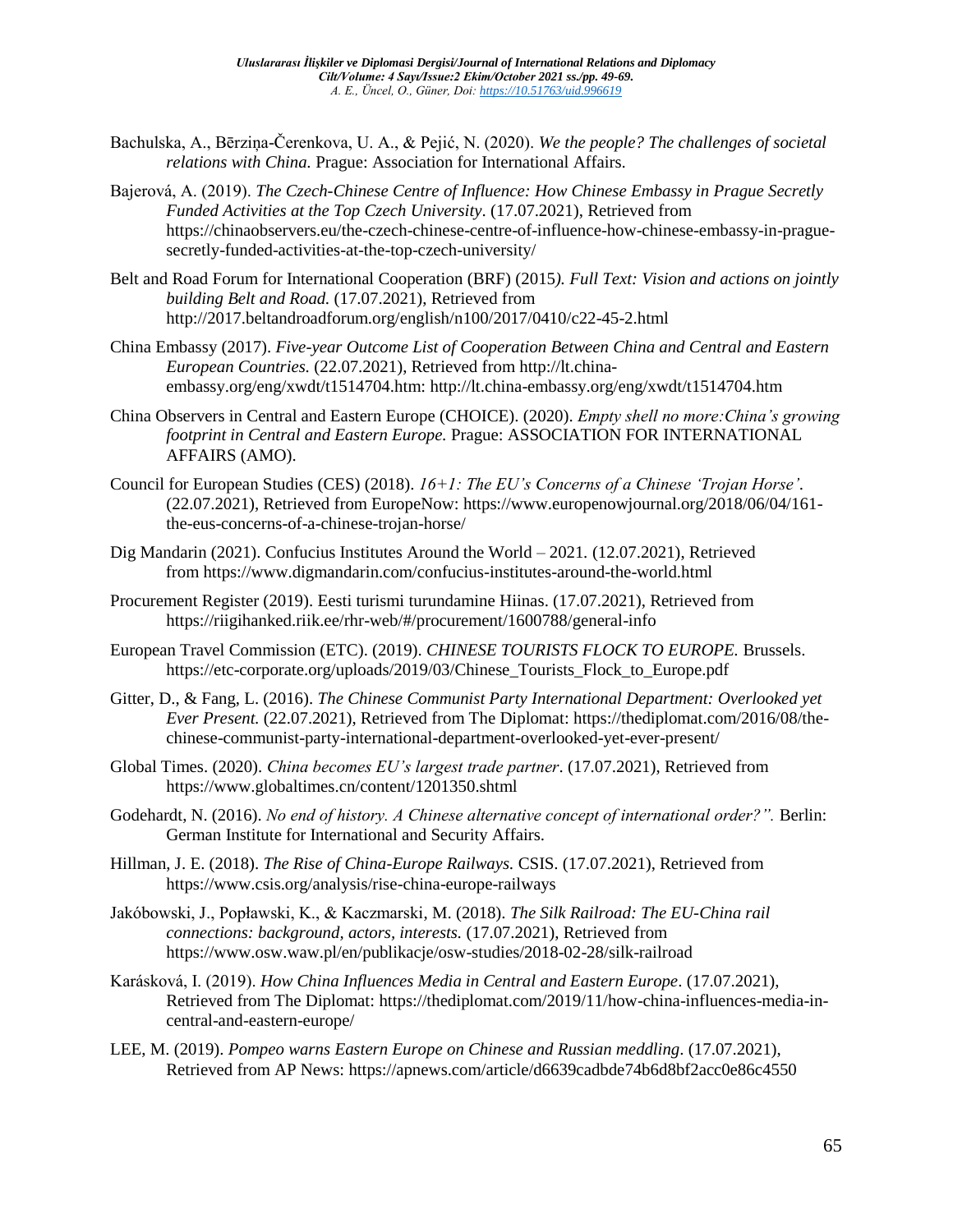Bachulska, A., Bērziņa-Čerenkova, U. A., & Pejić, N. (2020). *We the people? The challenges of societal relations with China.* Prague: Association for International Affairs.

Bajerová, A. (2019). *The Czech-Chinese Centre of Influence: How Chinese Embassy in Prague Secretly Funded Activities at the Top Czech University*. (17.07.2021), Retrieved from https://chinaobservers.eu/the-czech-chinese-centre-of-influence-how-chinese-embassy-in-prague-secretly-funded-activities-at-the-top-czech-university/

Belt and Road Forum for International Cooperation (BRF) (2015*). Full Text: Vision and actions on jointly building Belt and Road.* (17.07.2021), Retrieved from http://2017.beltandroadforum.org/english/n100/2017/0410/c22-45-2.html

China Embassy (2017). *Five-year Outcome List of Cooperation Between China and Central and Eastern European Countries.* (22.07.2021), Retrieved from http://lt.china-embassy.org/eng/xwdt/t1514704.htm: http://lt.china-embassy.org/eng/xwdt/t1514704.htm

China Observers in Central and Eastern Europe (CHOICE). (2020). *Empty shell no more:China's growing footprint in Central and Eastern Europe.* Prague: ASSOCIATION FOR INTERNATIONAL AFFAIRS (AMO).

Council for European Studies (CES) (2018). *16+1: The EU's Concerns of a Chinese 'Trojan Horse'*. (22.07.2021), Retrieved from EuropeNow: https://www.europenowjournal.org/2018/06/04/161-the-eus-concerns-of-a-chinese-trojan-horse/

Dig Mandarin (2021). Confucius Institutes Around the World – 2021. (12.07.2021), Retrieved from https://www.digmandarin.com/confucius-institutes-around-the-world.html

Procurement Register (2019). Eesti turismi turundamine Hiinas. (17.07.2021), Retrieved from https://riigihanked.riik.ee/rhr-web/#/procurement/1600788/general-info

European Travel Commission (ETC). (2019). *CHINESE TOURISTS FLOCK TO EUROPE.* Brussels. https://etc-corporate.org/uploads/2019/03/Chinese_Tourists_Flock_to_Europe.pdf

Gitter, D., & Fang, L. (2016). *The Chinese Communist Party International Department: Overlooked yet Ever Present.* (22.07.2021), Retrieved from The Diplomat: https://thediplomat.com/2016/08/the-chinese-communist-party-international-department-overlooked-yet-ever-present/

Global Times. (2020). *China becomes EU's largest trade partner*. (17.07.2021), Retrieved from https://www.globaltimes.cn/content/1201350.shtml

Godehardt, N. (2016). *No end of history. A Chinese alternative concept of international order?".* Berlin: German Institute for International and Security Affairs.

Hillman, J. E. (2018). *The Rise of China-Europe Railways.* CSIS. (17.07.2021), Retrieved from https://www.csis.org/analysis/rise-china-europe-railways

Jakóbowski, J., Popławski, K., & Kaczmarski, M. (2018). *The Silk Railroad: The EU-China rail connections: background, actors, interests.* (17.07.2021), Retrieved from https://www.osw.waw.pl/en/publikacje/osw-studies/2018-02-28/silk-railroad

Karásková, I. (2019). *How China Influences Media in Central and Eastern Europe*. (17.07.2021), Retrieved from The Diplomat: https://thediplomat.com/2019/11/how-china-influences-media-in-central-and-eastern-europe/

LEE, M. (2019). *Pompeo warns Eastern Europe on Chinese and Russian meddling*. (17.07.2021), Retrieved from AP News: https://apnews.com/article/d6639cadbde74b6d8bf2acc0e86c4550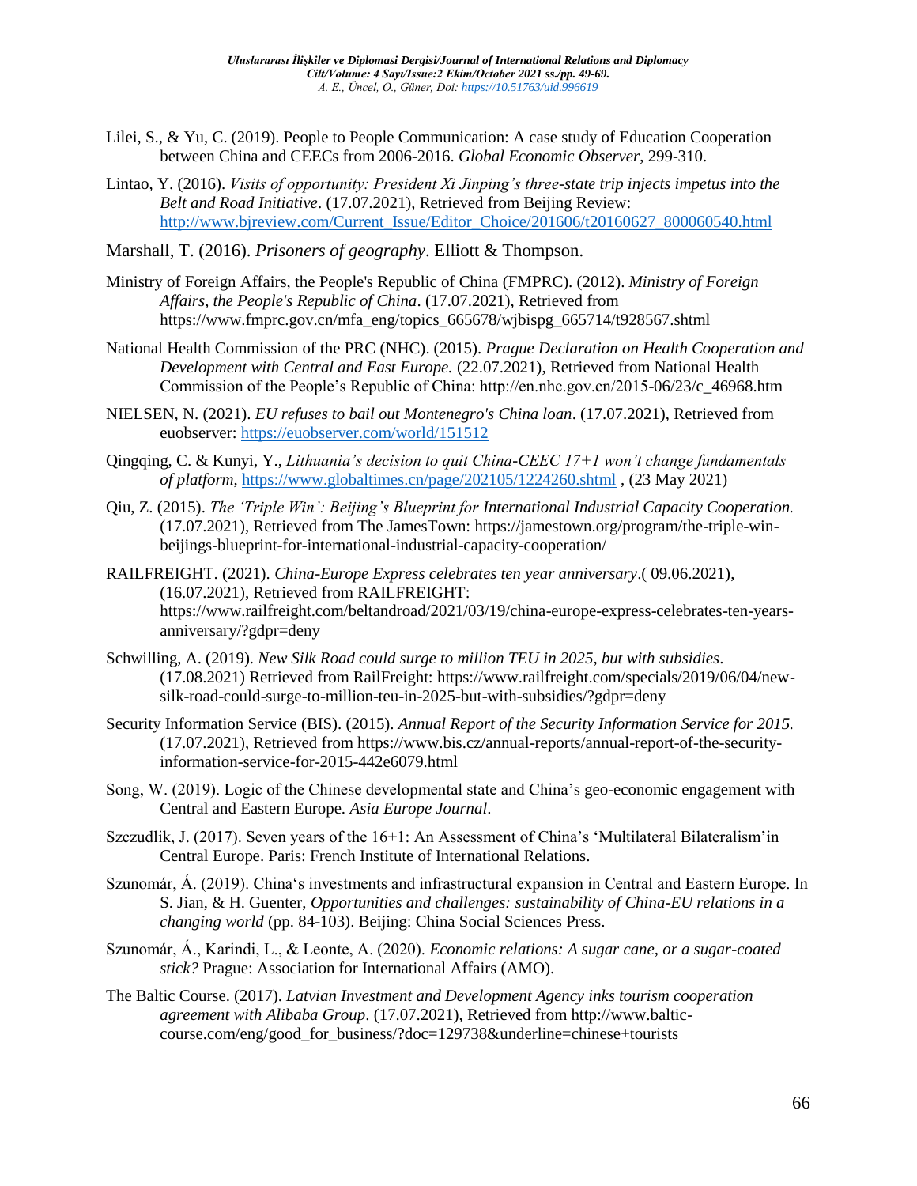Lilei, S., & Yu, C. (2019). People to People Communication: A case study of Education Cooperation between China and CEECs from 2006-2016. *Global Economic Observer*, 299-310.

Lintao, Y. (2016). *Visits of opportunity: President Xi Jinping's three-state trip injects impetus into the Belt and Road Initiative*. (17.07.2021), Retrieved from Beijing Review: http://www.bjreview.com/Current_Issue/Editor_Choice/201606/t20160627_800060540.html

Marshall, T. (2016). *Prisoners of geography*. Elliott & Thompson.

Ministry of Foreign Affairs, the People's Republic of China (FMPRC). (2012). *Ministry of Foreign Affairs, the People's Republic of China*. (17.07.2021), Retrieved from https://www.fmprc.gov.cn/mfa_eng/topics_665678/wjbispg_665714/t928567.shtml

National Health Commission of the PRC (NHC). (2015). *Prague Declaration on Health Cooperation and Development with Central and East Europe.* (22.07.2021), Retrieved from National Health Commission of the People's Republic of China: http://en.nhc.gov.cn/2015-06/23/c_46968.htm

NIELSEN, N. (2021). *EU refuses to bail out Montenegro's China loan*. (17.07.2021), Retrieved from euobserver: https://euobserver.com/world/151512

Qingqing, C. & Kunyi, Y., *Lithuania's decision to quit China-CEEC 17+1 won't change fundamentals of platform*, https://www.globaltimes.cn/page/202105/1224260.shtml , (23 May 2021)

Qiu, Z. (2015). *The 'Triple Win': Beijing's Blueprint for International Industrial Capacity Cooperation.* (17.07.2021), Retrieved from The JamesTown: https://jamestown.org/program/the-triple-win-beijings-blueprint-for-international-industrial-capacity-cooperation/

RAILFREIGHT. (2021). *China-Europe Express celebrates ten year anniversary*.( 09.06.2021), (16.07.2021), Retrieved from RAILFREIGHT: https://www.railfreight.com/beltandroad/2021/03/19/china-europe-express-celebrates-ten-years-anniversary/?gdpr=deny

Schwilling, A. (2019). *New Silk Road could surge to million TEU in 2025, but with subsidies*. (17.08.2021) Retrieved from RailFreight: https://www.railfreight.com/specials/2019/06/04/new-silk-road-could-surge-to-million-teu-in-2025-but-with-subsidies/?gdpr=deny

Security Information Service (BIS). (2015). *Annual Report of the Security Information Service for 2015.* (17.07.2021), Retrieved from https://www.bis.cz/annual-reports/annual-report-of-the-security-information-service-for-2015-442e6079.html

Song, W. (2019). Logic of the Chinese developmental state and China's geo-economic engagement with Central and Eastern Europe. *Asia Europe Journal*.

Szczudlik, J. (2017). Seven years of the 16+1: An Assessment of China's 'Multilateral Bilateralism'in Central Europe. Paris: French Institute of International Relations.

Szunomár, Á. (2019). China's investments and infrastructural expansion in Central and Eastern Europe. In S. Jian, & H. Guenter, *Opportunities and challenges: sustainability of China-EU relations in a changing world* (pp. 84-103). Beijing: China Social Sciences Press.

Szunomár, Á., Karindi, L., & Leonte, A. (2020). *Economic relations: A sugar cane, or a sugar-coated stick?* Prague: Association for International Affairs (AMO).

The Baltic Course. (2017). *Latvian Investment and Development Agency inks tourism cooperation agreement with Alibaba Group*. (17.07.2021), Retrieved from http://www.baltic-course.com/eng/good_for_business/?doc=129738&underline=chinese+tourists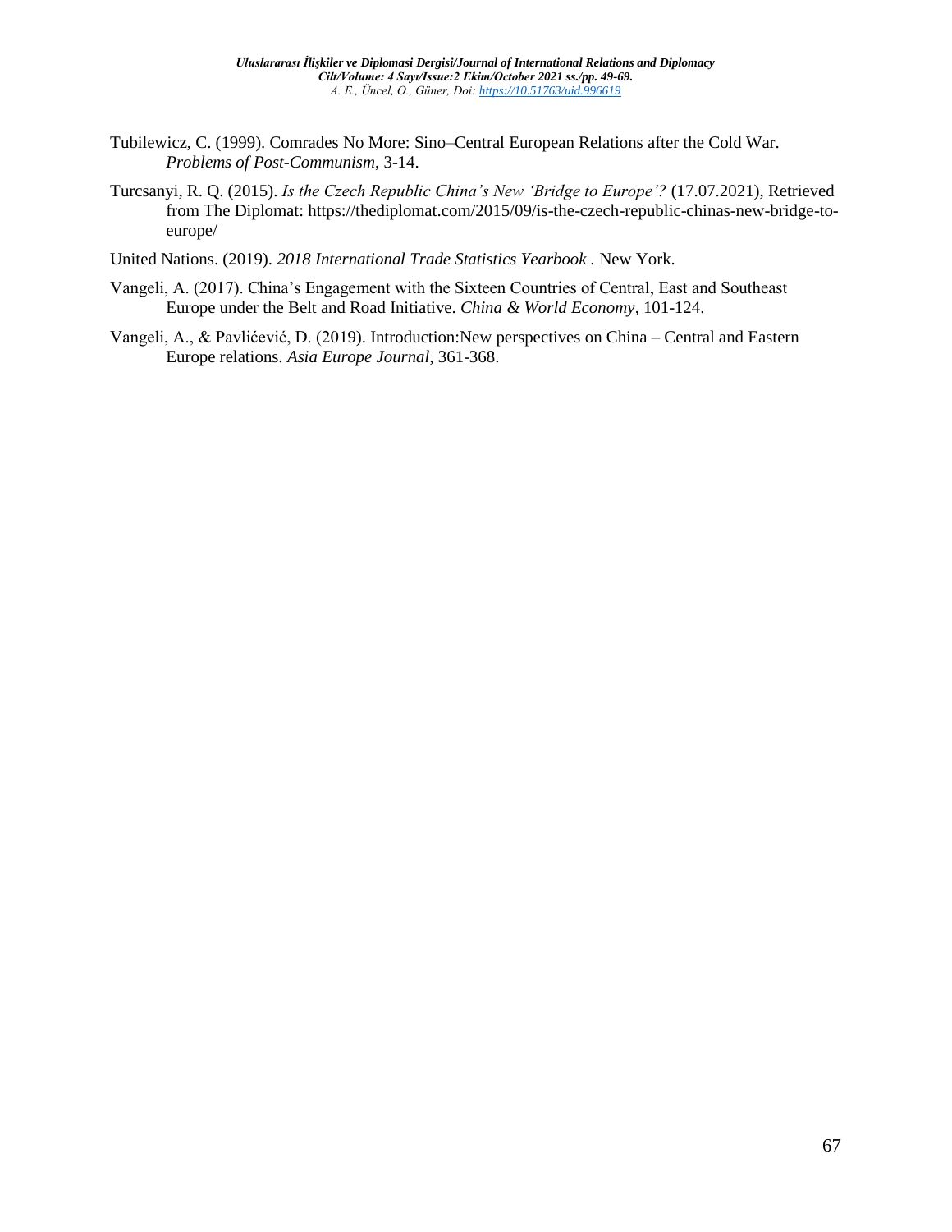Tubilewicz, C. (1999). Comrades No More: Sino–Central European Relations after the Cold War. *Problems of Post-Communism*, 3-14.

Turcsanyi, R. Q. (2015). *Is the Czech Republic China's New 'Bridge to Europe'?* (17.07.2021), Retrieved from The Diplomat: https://thediplomat.com/2015/09/is-the-czech-republic-chinas-new-bridge-to-europe/

United Nations. (2019). *2018 International Trade Statistics Yearbook* . New York.

Vangeli, A. (2017). China's Engagement with the Sixteen Countries of Central, East and Southeast Europe under the Belt and Road Initiative. *China & World Economy*, 101-124.

Vangeli, A., & Pavlićević, D. (2019). Introduction:New perspectives on China – Central and Eastern Europe relations. *Asia Europe Journal*, 361-368.